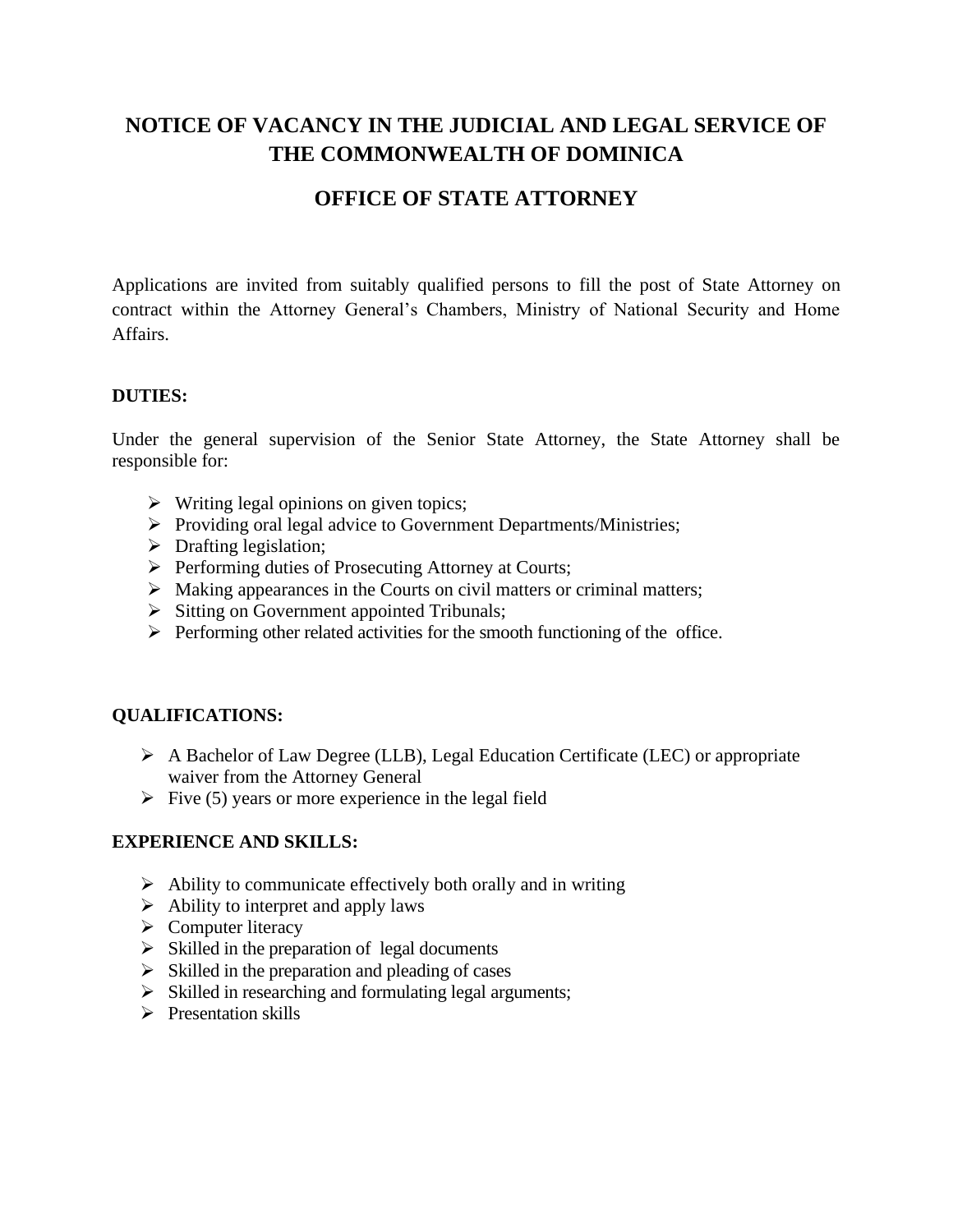# NOTICE OF VACANCY IN THE JUDICIAL AND LEGAL SERVICE OF THE COMMONWEALTH OF DOMINICA

## OFFICE OF STATE ATTORNEY

Applications are invited from suitably qualified persons to fill the post of State Attorney on contract within the Attorney General's Chambers, Ministry of National Security and Home Affairs.

**DUTIES:**

Under the general supervision of the Senior State Attorney, the State Attorney shall be responsible for:

- Writing legal opinions on given topics;
- Providing oral legal advice to Government Departments/Ministries;
- Drafting legislation;
- Performing duties of Prosecuting Attorney at Courts;
- Making appearances in the Courts on civil matters or criminal matters;
- Sitting on Government appointed Tribunals;
- Performing other related activities for the smooth functioning of the office.

**QUALIFICATIONS:**

- A Bachelor of Law Degree (LLB), Legal Education Certificate (LEC) or appropriate waiver from the Attorney General
- Five (5) years or more experience in the legal field

**EXPERIENCE AND SKILLS:**

- Ability to communicate effectively both orally and in writing
- Ability to interpret and apply laws
- Computer literacy
- Skilled in the preparation of legal documents
- Skilled in the preparation and pleading of cases
- Skilled in researching and formulating legal arguments;
- Presentation skills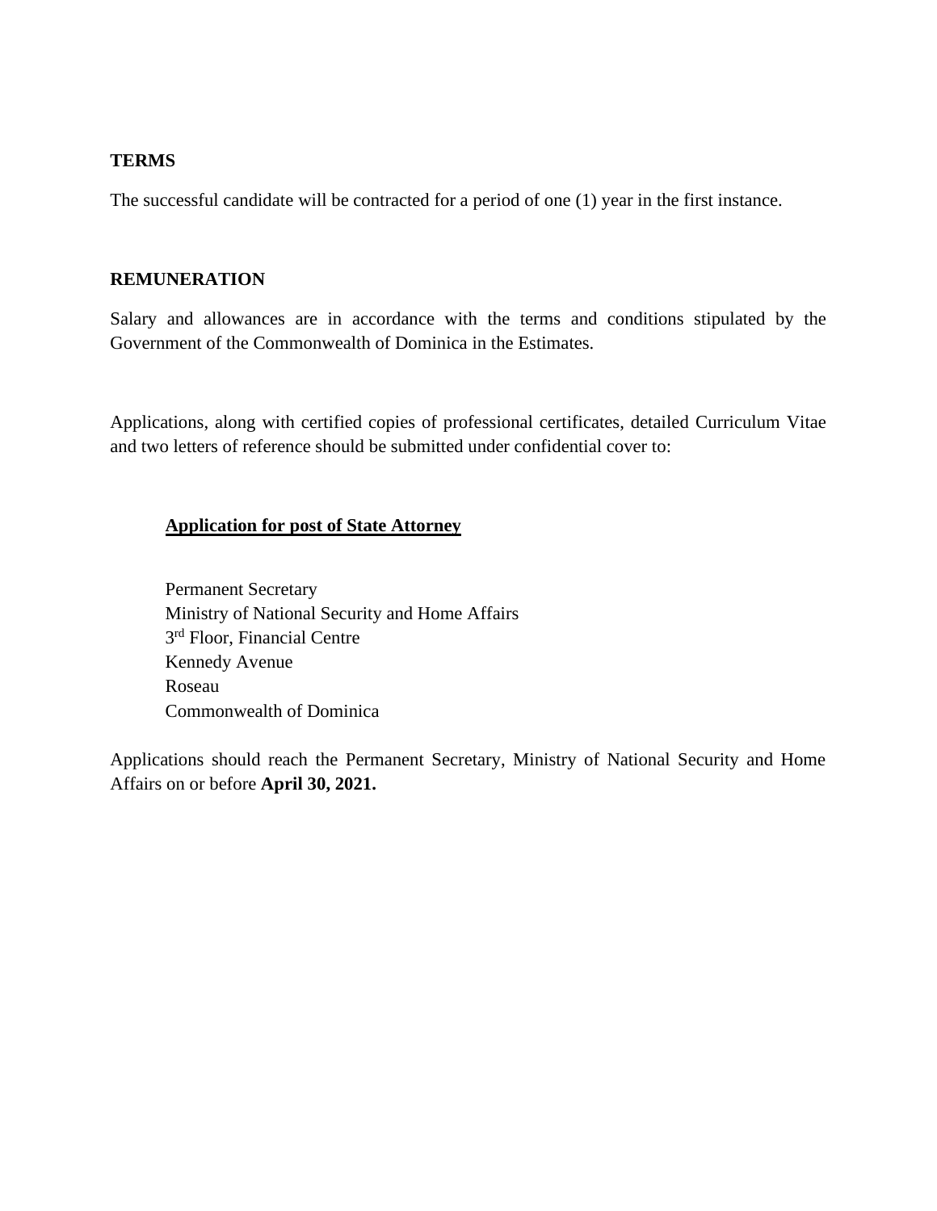**TERMS**

The successful candidate will be contracted for a period of one (1) year in the first instance.

**REMUNERATION**

Salary and allowances are in accordance with the terms and conditions stipulated by the Government of the Commonwealth of Dominica in the Estimates.

Applications, along with certified copies of professional certificates, detailed Curriculum Vitae and two letters of reference should be submitted under confidential cover to:

**<u>Application for post of State Attorney</u>**

Permanent Secretary
Ministry of National Security and Home Affairs
3rd Floor, Financial Centre
Kennedy Avenue
Roseau
Commonwealth of Dominica

Applications should reach the Permanent Secretary, Ministry of National Security and Home Affairs on or before **April 30, 2021.**